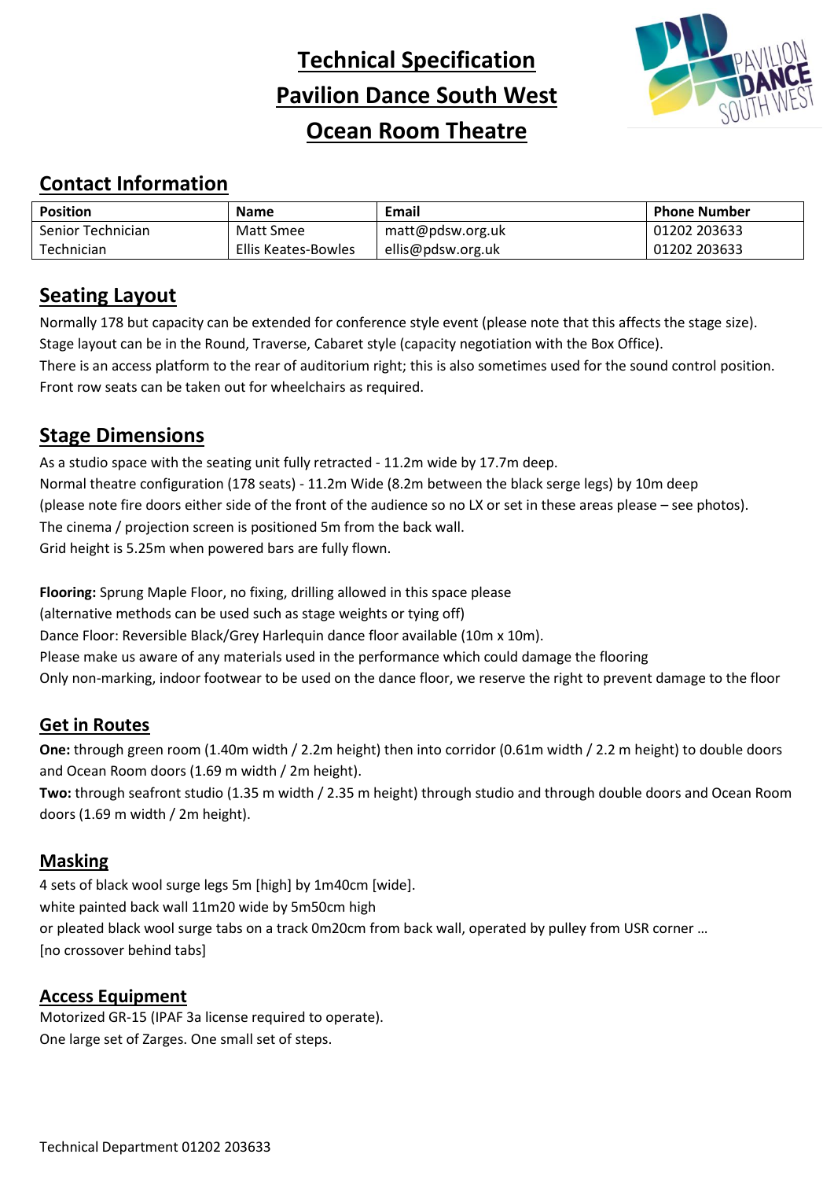# Technical Specification
# Pavilion Dance South West
# Ocean Room Theatre

## Contact Information

| Position | Name | Email | Phone Number |
|---|---|---|---|
| Senior Technician | Matt Smee | matt@pdsw.org.uk | 01202 203633 |
| Technician | Ellis Keates-Bowles | ellis@pdsw.org.uk | 01202 203633 |

## Seating Layout

Normally 178 but capacity can be extended for conference style event (please note that this affects the stage size).
Stage layout can be in the Round, Traverse, Cabaret style (capacity negotiation with the Box Office).
There is an access platform to the rear of auditorium right; this is also sometimes used for the sound control position.
Front row seats can be taken out for wheelchairs as required.

## Stage Dimensions

As a studio space with the seating unit fully retracted - 11.2m wide by 17.7m deep.
Normal theatre configuration (178 seats) - 11.2m Wide (8.2m between the black serge legs) by 10m deep
(please note fire doors either side of the front of the audience so no LX or set in these areas please – see photos).
The cinema / projection screen is positioned 5m from the back wall.
Grid height is 5.25m when powered bars are fully flown.

**Flooring:** Sprung Maple Floor, no fixing, drilling allowed in this space please
(alternative methods can be used such as stage weights or tying off)
Dance Floor: Reversible Black/Grey Harlequin dance floor available (10m x 10m).
Please make us aware of any materials used in the performance which could damage the flooring
Only non-marking, indoor footwear to be used on the dance floor, we reserve the right to prevent damage to the floor

## Get in Routes

**One:** through green room (1.40m width / 2.2m height) then into corridor (0.61m width / 2.2 m height) to double doors and Ocean Room doors (1.69 m width / 2m height).
**Two:** through seafront studio (1.35 m width / 2.35 m height) through studio and through double doors and Ocean Room doors (1.69 m width / 2m height).

## Masking

4 sets of black wool surge legs 5m [high] by 1m40cm [wide].
white painted back wall 11m20 wide by 5m50cm high
or pleated black wool surge tabs on a track 0m20cm from back wall, operated by pulley from USR corner …
[no crossover behind tabs]

## Access Equipment

Motorized GR-15 (IPAF 3a license required to operate).
One large set of Zarges. One small set of steps.

Technical Department 01202 203633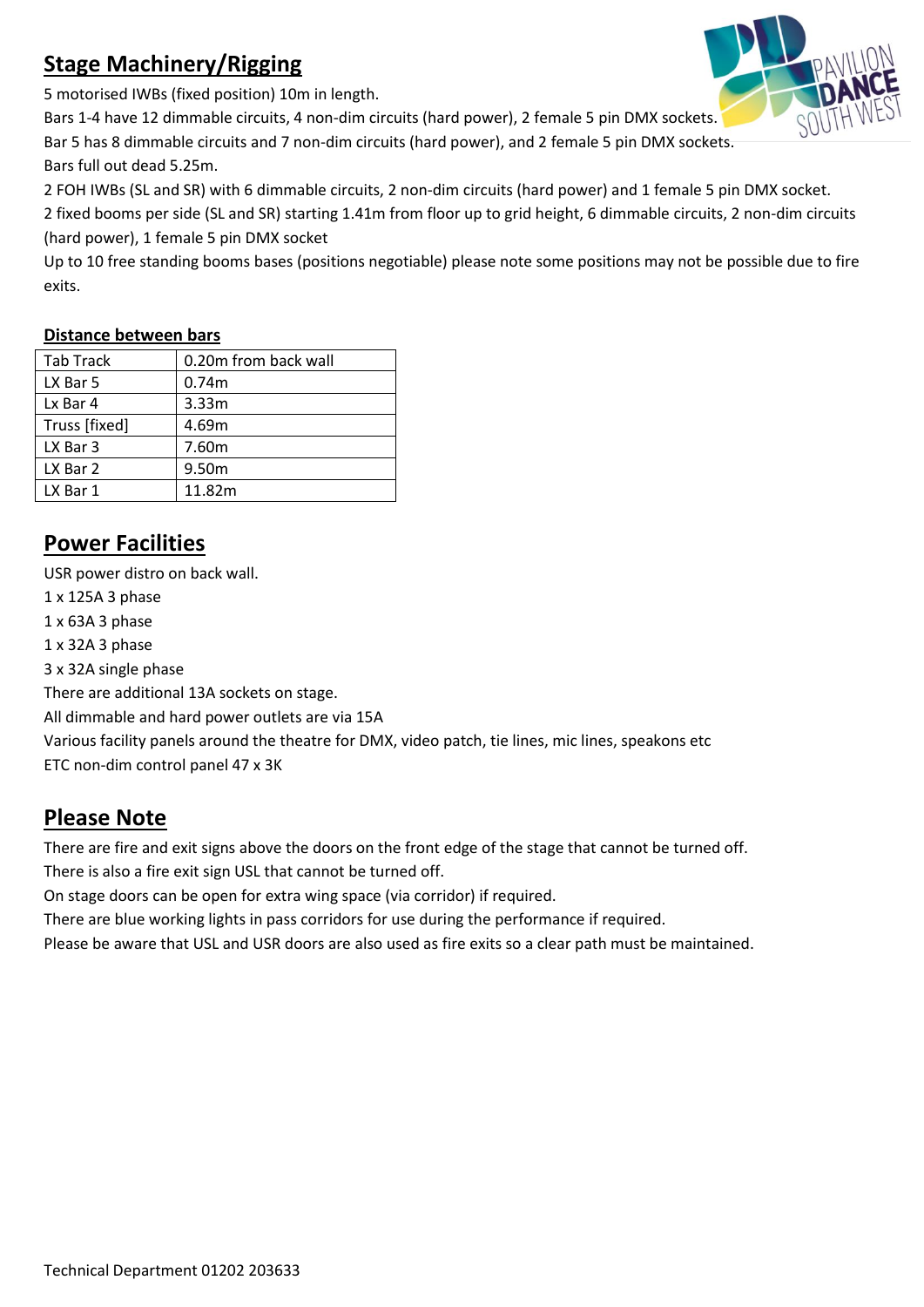## Stage Machinery/Rigging

5 motorised IWBs (fixed position) 10m in length.
Bars 1-4 have 12 dimmable circuits, 4 non-dim circuits (hard power), 2 female 5 pin DMX sockets.
Bar 5 has 8 dimmable circuits and 7 non-dim circuits (hard power), and 2 female 5 pin DMX sockets.
Bars full out dead 5.25m.
2 FOH IWBs (SL and SR) with 6 dimmable circuits, 2 non-dim circuits (hard power) and 1 female 5 pin DMX socket.
2 fixed booms per side (SL and SR) starting 1.41m from floor up to grid height, 6 dimmable circuits, 2 non-dim circuits (hard power), 1 female 5 pin DMX socket
Up to 10 free standing booms bases (positions negotiable) please note some positions may not be possible due to fire exits.

### Distance between bars

| | |
|---|---|
| Tab Track | 0.20m from back wall |
| LX Bar 5 | 0.74m |
| Lx Bar 4 | 3.33m |
| Truss [fixed] | 4.69m |
| LX Bar 3 | 7.60m |
| LX Bar 2 | 9.50m |
| LX Bar 1 | 11.82m |

## Power Facilities

USR power distro on back wall.
1 x 125A 3 phase
1 x 63A 3 phase
1 x 32A 3 phase
3 x 32A single phase
There are additional 13A sockets on stage.
All dimmable and hard power outlets are via 15A
Various facility panels around the theatre for DMX, video patch, tie lines, mic lines, speakons etc
ETC non-dim control panel 47 x 3K

## Please Note

There are fire and exit signs above the doors on the front edge of the stage that cannot be turned off.
There is also a fire exit sign USL that cannot be turned off.
On stage doors can be open for extra wing space (via corridor) if required.
There are blue working lights in pass corridors for use during the performance if required.
Please be aware that USL and USR doors are also used as fire exits so a clear path must be maintained.

Technical Department 01202 203633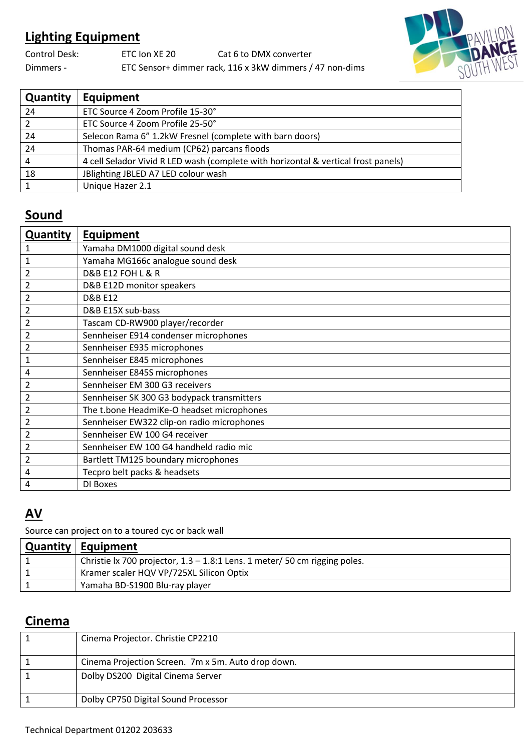## Lighting Equipment

Control Desk: ETC Ion XE 20 Cat 6 to DMX converter

Dimmers - ETC Sensor+ dimmer rack, 116 x 3kW dimmers / 47 non-dims

| Quantity | Equipment |
|---|---|
| 24 | ETC Source 4 Zoom Profile 15-30° |
| 2 | ETC Source 4 Zoom Profile 25-50° |
| 24 | Selecon Rama 6" 1.2kW Fresnel (complete with barn doors) |
| 24 | Thomas PAR-64 medium (CP62) parcans floods |
| 4 | 4 cell Selador Vivid R LED wash (complete with horizontal & vertical frost panels) |
| 18 | JBlighting JBLED A7 LED colour wash |
| 1 | Unique Hazer 2.1 |

## Sound

| Quantity | Equipment |
|---|---|
| 1 | Yamaha DM1000 digital sound desk |
| 1 | Yamaha MG166c analogue sound desk |
| 2 | D&B E12 FOH L & R |
| 2 | D&B E12D monitor speakers |
| 2 | D&B E12 |
| 2 | D&B E15X sub-bass |
| 2 | Tascam CD-RW900 player/recorder |
| 2 | Sennheiser E914 condenser microphones |
| 2 | Sennheiser E935 microphones |
| 1 | Sennheiser E845 microphones |
| 4 | Sennheiser E845S microphones |
| 2 | Sennheiser EM 300 G3 receivers |
| 2 | Sennheiser SK 300 G3 bodypack transmitters |
| 2 | The t.bone HeadmiKe-O headset microphones |
| 2 | Sennheiser EW322 clip-on radio microphones |
| 2 | Sennheiser EW 100 G4 receiver |
| 2 | Sennheiser EW 100 G4 handheld radio mic |
| 2 | Bartlett TM125 boundary microphones |
| 4 | Tecpro belt packs & headsets |
| 4 | DI Boxes |

## AV

Source can project on to a toured cyc or back wall

| Quantity | Equipment |
|---|---|
| 1 | Christie lx 700 projector, 1.3 – 1.8:1 Lens. 1 meter/ 50 cm rigging poles. |
| 1 | Kramer scaler HQV VP/725XL Silicon Optix |
| 1 | Yamaha BD-S1900 Blu-ray player |

## Cinema

| | |
|---|---|
| 1 | Cinema Projector. Christie CP2210 |
| 1 | Cinema Projection Screen. 7m x 5m. Auto drop down. |
| 1 | Dolby DS200 Digital Cinema Server |
| 1 | Dolby CP750 Digital Sound Processor |

Technical Department 01202 203633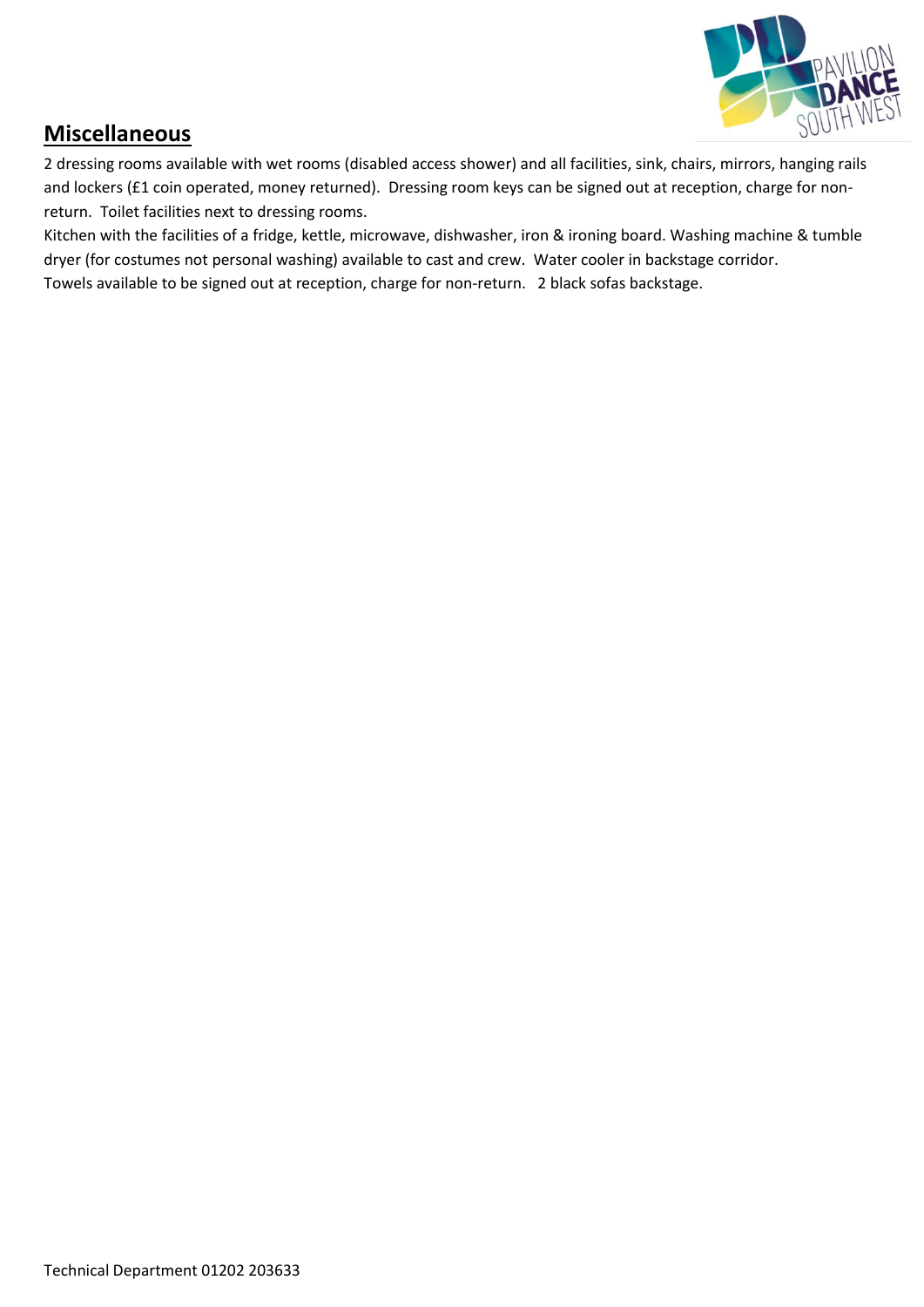## Miscellaneous

2 dressing rooms available with wet rooms (disabled access shower) and all facilities, sink, chairs, mirrors, hanging rails and lockers (£1 coin operated, money returned). Dressing room keys can be signed out at reception, charge for non-return. Toilet facilities next to dressing rooms.

Kitchen with the facilities of a fridge, kettle, microwave, dishwasher, iron & ironing board. Washing machine & tumble dryer (for costumes not personal washing) available to cast and crew. Water cooler in backstage corridor.

Towels available to be signed out at reception, charge for non-return. 2 black sofas backstage.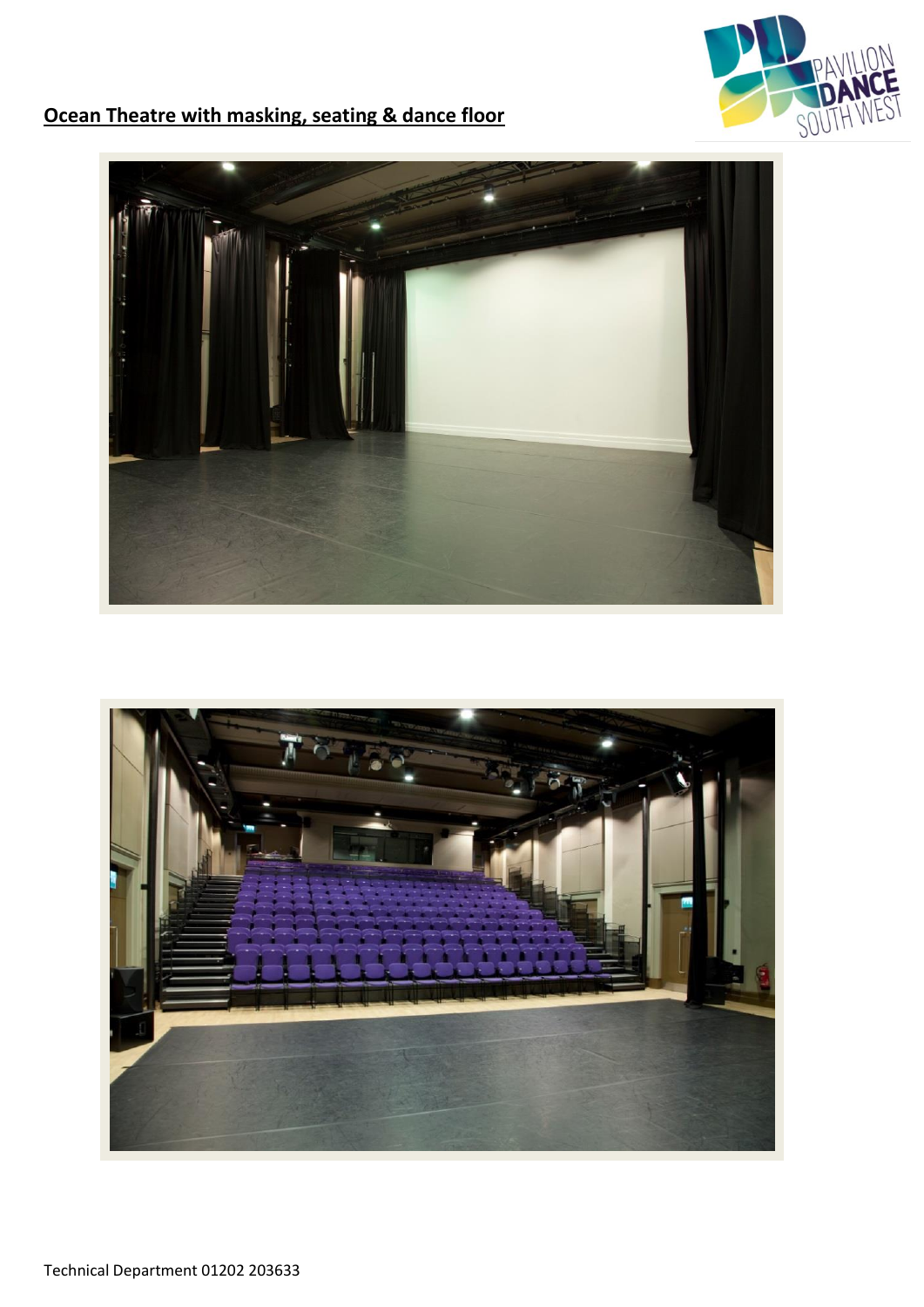**Ocean Theatre with masking, seating & dance floor**

Technical Department 01202 203633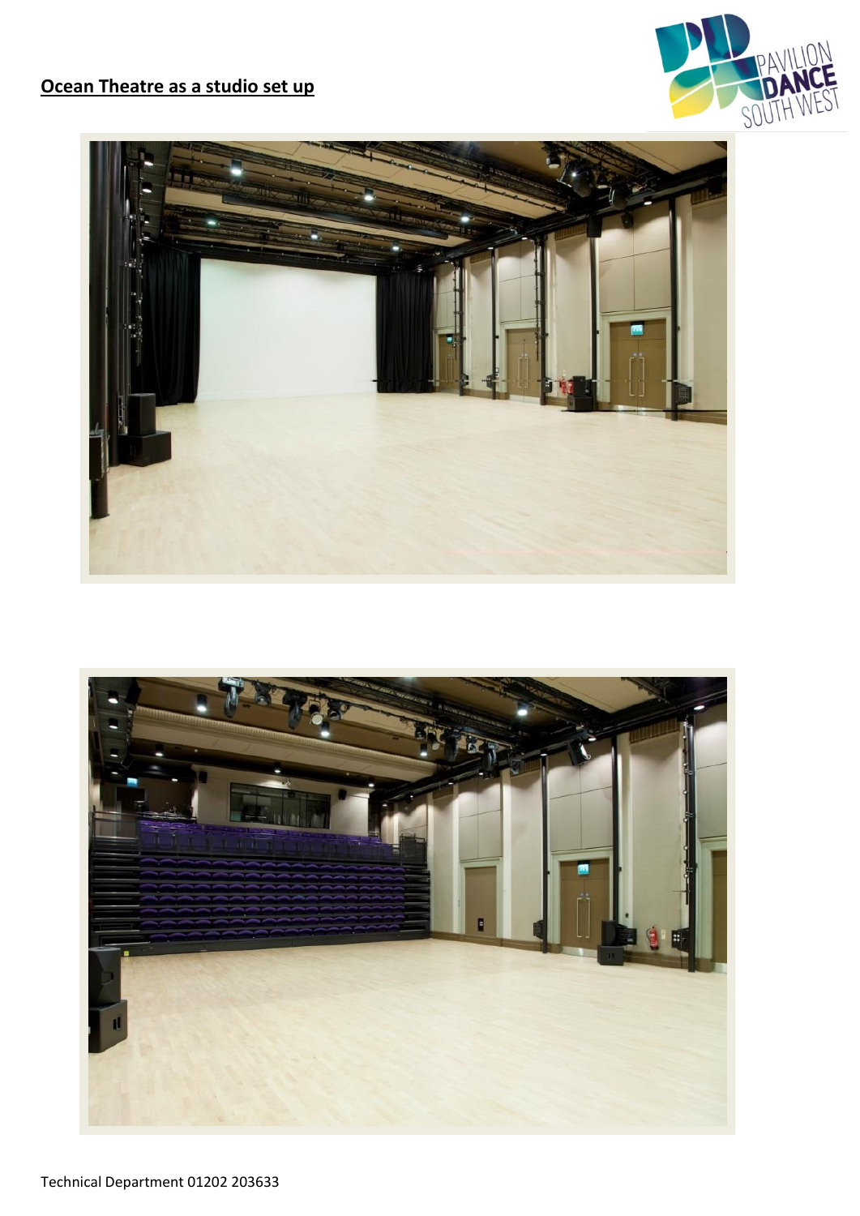## Ocean Theatre as a studio set up

Technical Department 01202 203633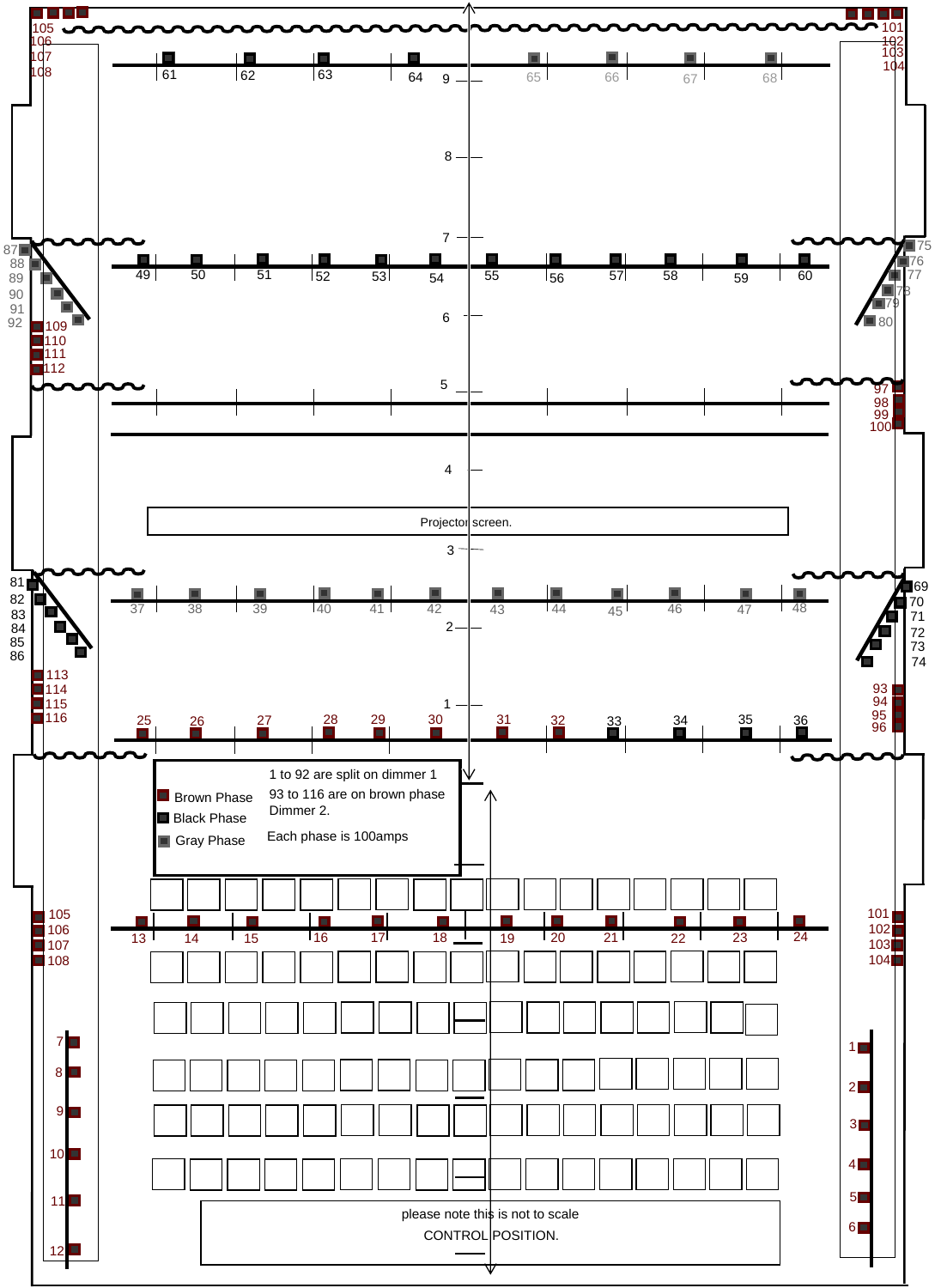105
106
107
108

101
102
103
104

61 62 63 64 65 66 67 68

9

8

7

87
88
89
90
91
92

109
110
111
112

49 50 51 52 53 54 55 56 57 58 59 60

75
76
77
78
79
80

6

5

97
98
99
100

4

Projector screen.

3

81
82
83
84
85
86

113
114
115
116

37 38 39 40 41 42 43 44 45 46 47 48

69
70
71
72
73
74

2

1

93
94
95
96

25 26 27 28 29 30 31 32 33 34 35 36

Brown Phase
Black Phase
Gray Phase

1 to 92 are split on dimmer 1
93 to 116 are on brown phase Dimmer 2.
Each phase is 100amps

105
106
107
108

13 14 15 16 17 18 19 20 21 22 23 24

101
102
103
104

7
8
9
10
11
12

1
2
3
4
5
6

please note this is not to scale
CONTROL POSITION.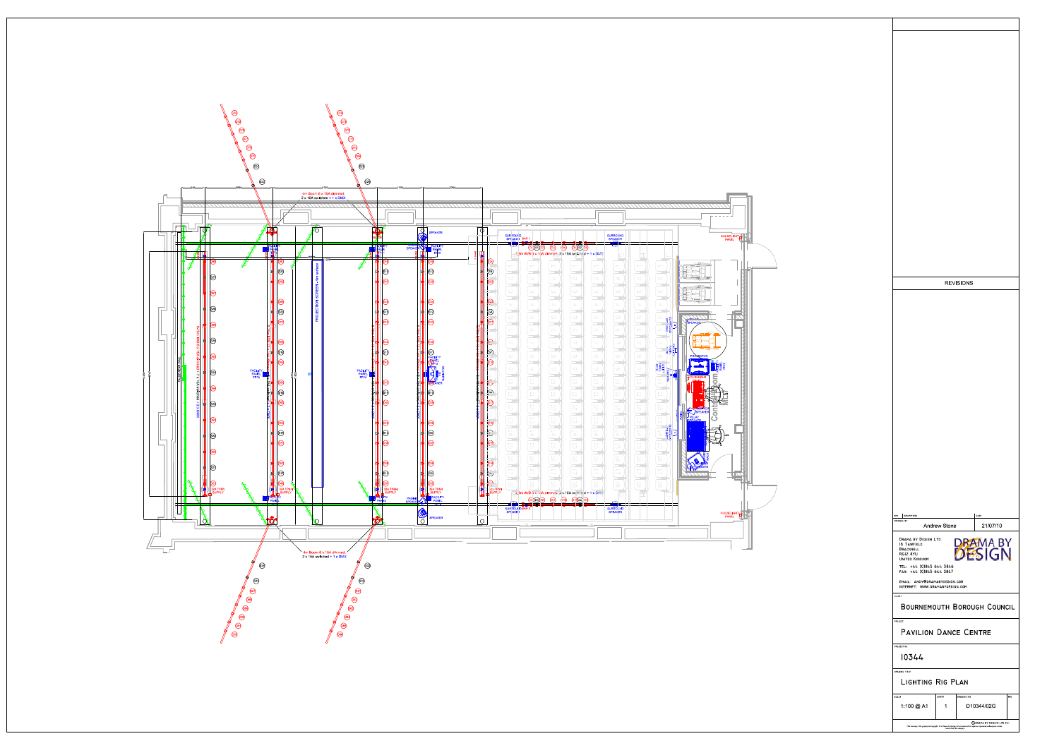4m Boom 6 x 15A dimmed, 2 x 15A switched + 1 x DMX

4m Boom 6 x 15A dimmed, 2 x 15A switched + 1 x DMX

PROJECTION SCREEN

FACILITY PANEL

SPEAKER

SURROUND SPEAKER

HOUSELIGHT PANEL

32A TPNN SUPPLY

Control Room

REVISIONS

| REV | DESCRIPTION | DATE |
|---|---|---|
| | | |

DRAWN BY: Andrew Stone — 21/07/10

DRAMA BY DESIGN LTD
16 TANFIELD
BRACKNELL
RG12 8YU
UNITED KINGDOM

TEL: +44 (0)845 644 3846
FAX: +44 (0)845 644 3847

EMAIL: ANDY@DRAMABYDESIGN.COM
INTERNET: WWW.DRAMABYDESIGN.COM

CLIENT: BOURNEMOUTH BOROUGH COUNCIL

PROJECT: PAVILION DANCE CENTRE

PROJECT NO: 10344

DRAWING TITLE: LIGHTING RIG PLAN

| SCALE | SHEET | DRAWING No | REV |
|---|---|---|---|
| 1:100 @ A1 | 1 | D10344/02G | |

© DRAMA BY DESIGN LTD 2010